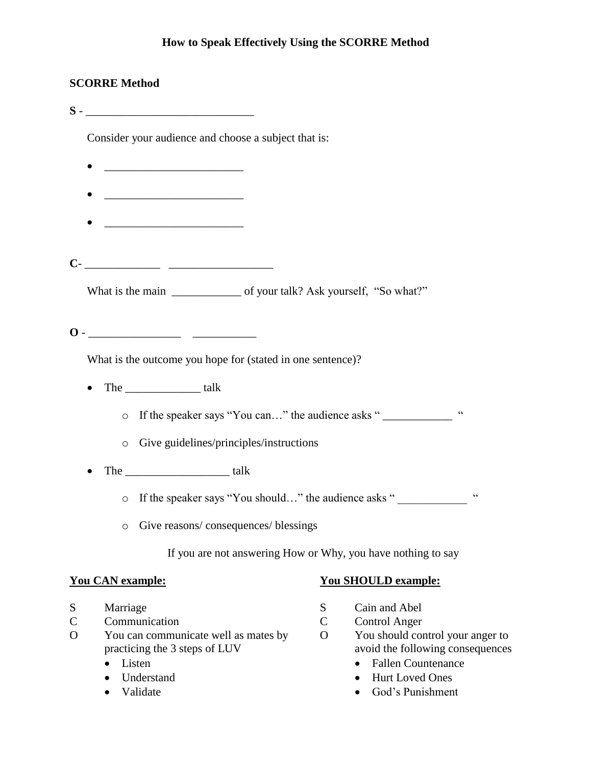# How to Speak Effectively Using the SCORRE Method

## SCORRE Method

**S** - ____________________________

Consider your audience and choose a subject that is:

- ________________________
- ________________________
- ________________________

**C**- _____________ _________________

What is the main ____________ of your talk? Ask yourself, "So what?"

**O** - _______________ __________

What is the outcome you hope for (stated in one sentence)?

- The _____________ talk
  - If the speaker says "You can…" the audience asks " ____________ "
  - Give guidelines/principles/instructions
- The __________________ talk
  - If the speaker says "You should…" the audience asks " ____________ "
  - Give reasons/ consequences/ blessings

If you are not answering How or Why, you have nothing to say

**You CAN example:**

S Marriage
C Communication
O You can communicate well as mates by practicing the 3 steps of LUV

- Listen
- Understand
- Validate

**You SHOULD example:**

S Cain and Abel
C Control Anger
O You should control your anger to avoid the following consequences

- Fallen Countenance
- Hurt Loved Ones
- God's Punishment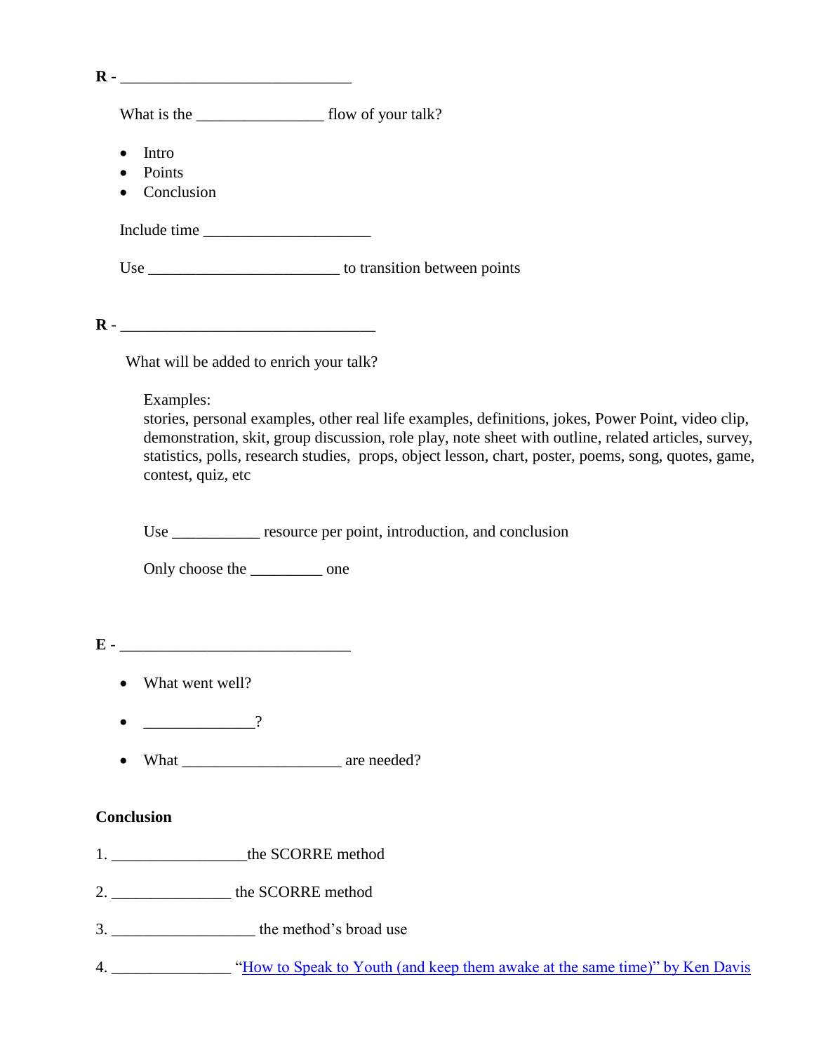**R** - ______________________________

What is the ________________ flow of your talk?

- Intro
- Points
- Conclusion

Include time ______________________

Use _________________________ to transition between points

**R** - _________________________________

What will be added to enrich your talk?

Examples:
stories, personal examples, other real life examples, definitions, jokes, Power Point, video clip, demonstration, skit, group discussion, role play, note sheet with outline, related articles, survey, statistics, polls, research studies, props, object lesson, chart, poster, poems, song, quotes, game, contest, quiz, etc

Use ___________ resource per point, introduction, and conclusion

Only choose the _________ one

**E** - ______________________________

- What went well?
- ______________?
- What ____________________ are needed?

**Conclusion**

1. _________________the SCORRE method
2. _______________ the SCORRE method
3. __________________ the method's broad use
4. _______________ "How to Speak to Youth (and keep them awake at the same time)" by Ken Davis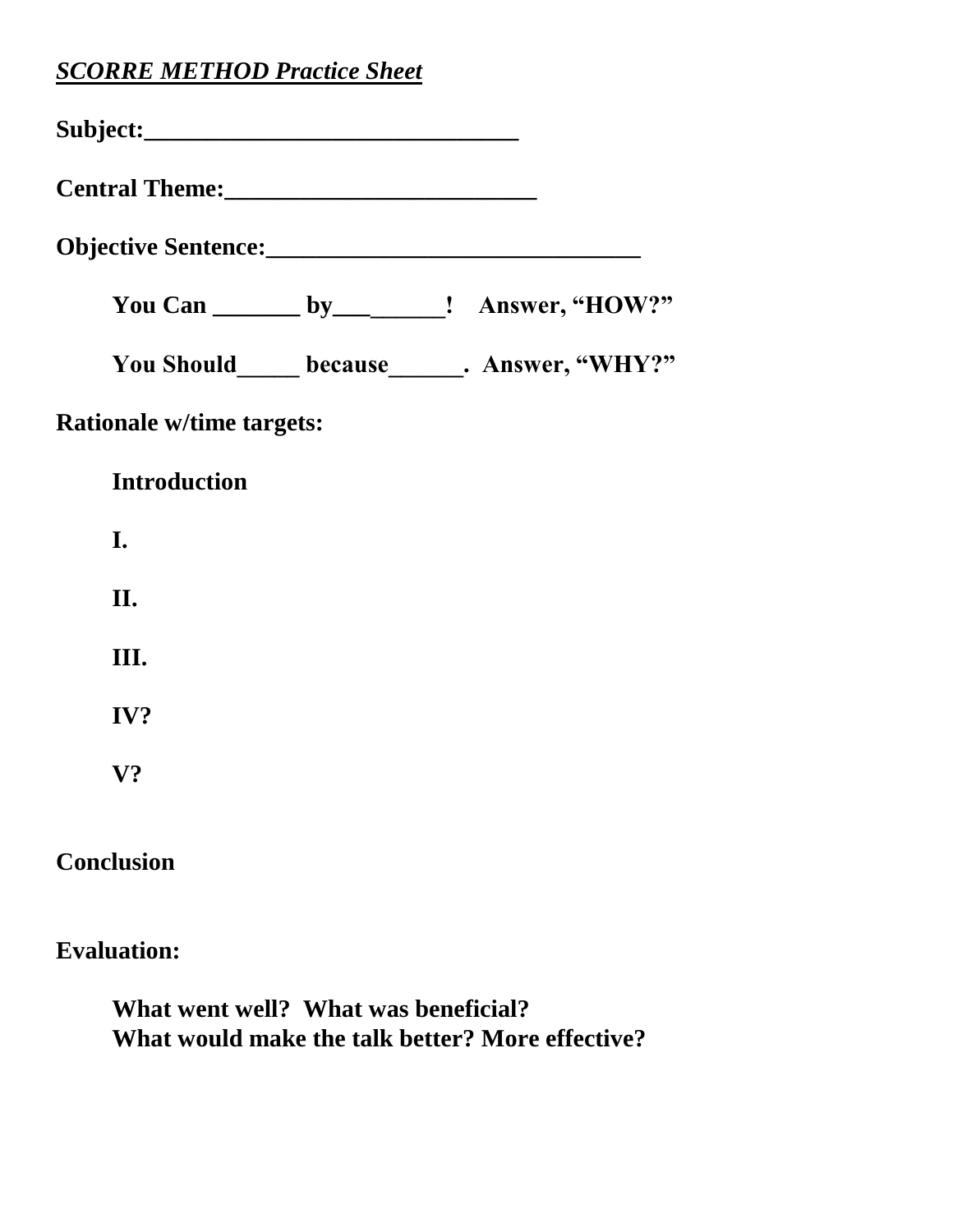***SCORRE METHOD Practice Sheet***

**Subject:_______________________________**

**Central Theme:_________________________**

**Objective Sentence:______________________________**

**You Can _______ by___ ______! Answer, "HOW?"**

**You Should_____ because______. Answer, "WHY?"**

**Rationale w/time targets:**

**Introduction**

**I.**

**II.**

**III.**

**IV?**

**V?**

**Conclusion**

**Evaluation:**

**What went well? What was beneficial?**
**What would make the talk better? More effective?**